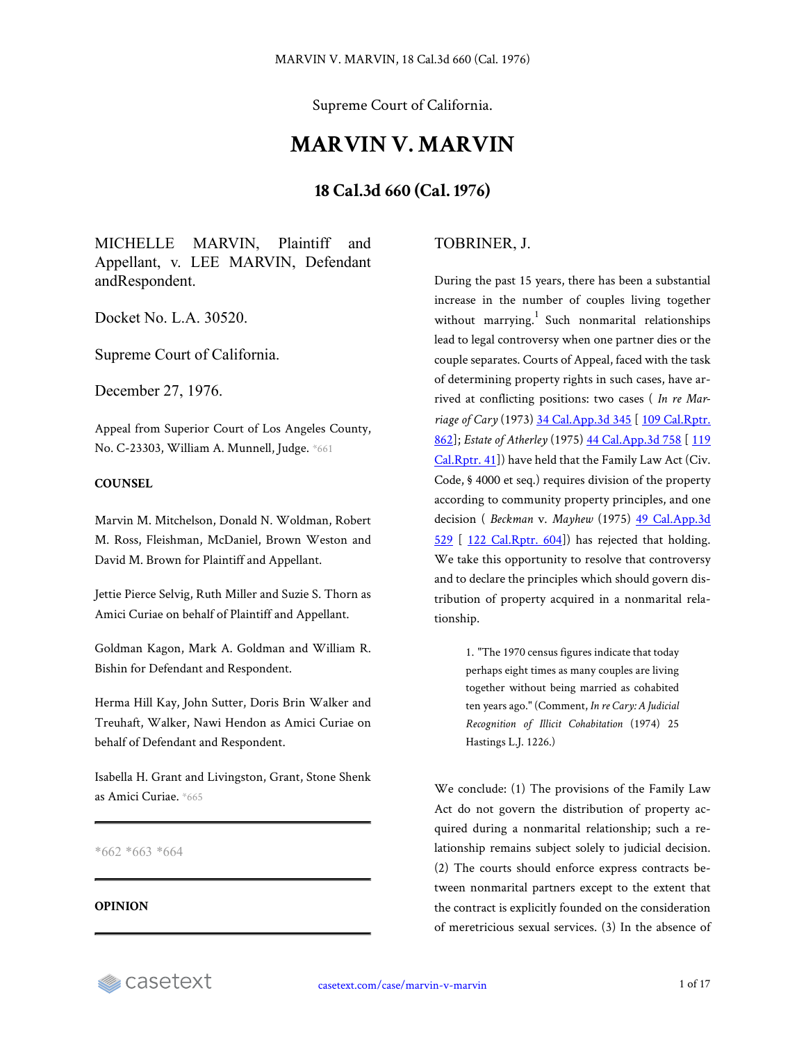Supreme Court of California.

# MARVIN V. MARVIN

## 18 Cal.3d 660 (Cal. 1976)

MICHELLE MARVIN, Plaintiff and Appellant, v. LEE MARVIN, Defendant andRespondent.

Docket No. L.A. 30520.

Supreme Court of California.

December 27, 1976.

Appeal from Superior Court of Los Angeles County, No. C-23303, William A. Munnell, Judge. *661

**COUNSEL**

Marvin M. Mitchelson, Donald N. Woldman, Robert M. Ross, Fleishman, McDaniel, Brown Weston and David M. Brown for Plaintiff and Appellant.

Jettie Pierce Selvig, Ruth Miller and Suzie S. Thorn as Amici Curiae on behalf of Plaintiff and Appellant.

Goldman Kagon, Mark A. Goldman and William R. Bishin for Defendant and Respondent.

Herma Hill Kay, John Sutter, Doris Brin Walker and Treuhaft, Walker, Nawi Hendon as Amici Curiae on behalf of Defendant and Respondent.

Isabella H. Grant and Livingston, Grant, Stone Shenk as Amici Curiae. *665

*662 *663 *664

**OPINION**

TOBRINER, J.

During the past 15 years, there has been a substantial increase in the number of couples living together without marrying.[1] Such nonmarital relationships lead to legal controversy when one partner dies or the couple separates. Courts of Appeal, faced with the task of determining property rights in such cases, have arrived at conflicting positions: two cases ( *In re Marriage of Cary* (1973) 34 Cal.App.3d 345 [ 109 Cal.Rptr. 862]; *Estate of Atherley* (1975) 44 Cal.App.3d 758 [ 119 Cal.Rptr. 41]) have held that the Family Law Act (Civ. Code, § 4000 et seq.) requires division of the property according to community property principles, and one decision ( *Beckman* v. *Mayhew* (1975) 49 Cal.App.3d 529 [ 122 Cal.Rptr. 604]) has rejected that holding. We take this opportunity to resolve that controversy and to declare the principles which should govern distribution of property acquired in a nonmarital relationship.

> 1. "The 1970 census figures indicate that today perhaps eight times as many couples are living together without being married as cohabited ten years ago." (Comment, *In re Cary: A Judicial Recognition of Illicit Cohabitation* (1974) 25 Hastings L.J. 1226.)

We conclude: (1) The provisions of the Family Law Act do not govern the distribution of property acquired during a nonmarital relationship; such a relationship remains subject solely to judicial decision. (2) The courts should enforce express contracts between nonmarital partners except to the extent that the contract is explicitly founded on the consideration of meretricious sexual services. (3) In the absence of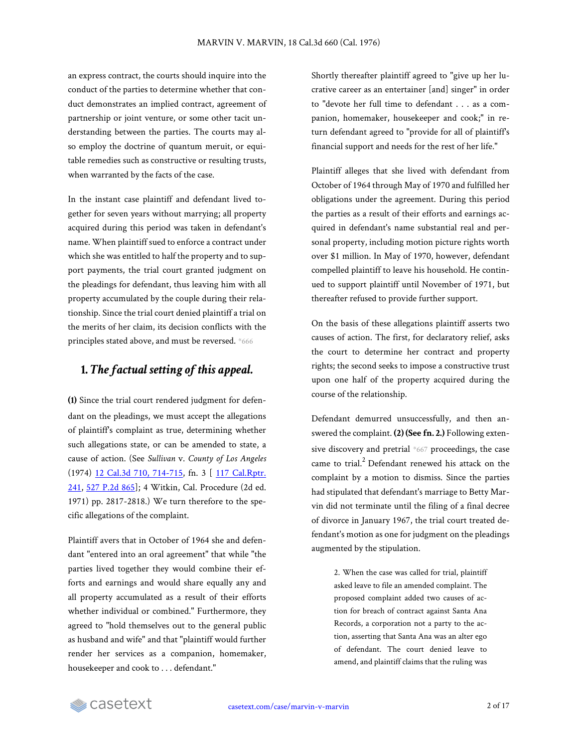an express contract, the courts should inquire into the conduct of the parties to determine whether that conduct demonstrates an implied contract, agreement of partnership or joint venture, or some other tacit understanding between the parties. The courts may also employ the doctrine of quantum meruit, or equitable remedies such as constructive or resulting trusts, when warranted by the facts of the case.

In the instant case plaintiff and defendant lived together for seven years without marrying; all property acquired during this period was taken in defendant's name. When plaintiff sued to enforce a contract under which she was entitled to half the property and to support payments, the trial court granted judgment on the pleadings for defendant, thus leaving him with all property accumulated by the couple during their relationship. Since the trial court denied plaintiff a trial on the merits of her claim, its decision conflicts with the principles stated above, and must be reversed. *666

## 1. *The factual setting of this appeal.*

**(1)** Since the trial court rendered judgment for defendant on the pleadings, we must accept the allegations of plaintiff's complaint as true, determining whether such allegations state, or can be amended to state, a cause of action. (See *Sullivan* v. *County of Los Angeles* (1974) 12 Cal.3d 710, 714-715, fn. 3 [ 117 Cal.Rptr. 241, 527 P.2d 865]; 4 Witkin, Cal. Procedure (2d ed. 1971) pp. 2817-2818.) We turn therefore to the specific allegations of the complaint.

Plaintiff avers that in October of 1964 she and defendant "entered into an oral agreement" that while "the parties lived together they would combine their efforts and earnings and would share equally any and all property accumulated as a result of their efforts whether individual or combined." Furthermore, they agreed to "hold themselves out to the general public as husband and wife" and that "plaintiff would further render her services as a companion, homemaker, housekeeper and cook to . . . defendant."

Shortly thereafter plaintiff agreed to "give up her lucrative career as an entertainer [and] singer" in order to "devote her full time to defendant . . . as a companion, homemaker, housekeeper and cook;" in return defendant agreed to "provide for all of plaintiff's financial support and needs for the rest of her life."

Plaintiff alleges that she lived with defendant from October of 1964 through May of 1970 and fulfilled her obligations under the agreement. During this period the parties as a result of their efforts and earnings acquired in defendant's name substantial real and personal property, including motion picture rights worth over $1 million. In May of 1970, however, defendant compelled plaintiff to leave his household. He continued to support plaintiff until November of 1971, but thereafter refused to provide further support.

On the basis of these allegations plaintiff asserts two causes of action. The first, for declaratory relief, asks the court to determine her contract and property rights; the second seeks to impose a constructive trust upon one half of the property acquired during the course of the relationship.

Defendant demurred unsuccessfully, and then answered the complaint. **(2) (See fn. 2.)** Following extensive discovery and pretrial *667 proceedings, the case came to trial.[2] Defendant renewed his attack on the complaint by a motion to dismiss. Since the parties had stipulated that defendant's marriage to Betty Marvin did not terminate until the filing of a final decree of divorce in January 1967, the trial court treated defendant's motion as one for judgment on the pleadings augmented by the stipulation.

2. When the case was called for trial, plaintiff asked leave to file an amended complaint. The proposed complaint added two causes of action for breach of contract against Santa Ana Records, a corporation not a party to the action, asserting that Santa Ana was an alter ego of defendant. The court denied leave to amend, and plaintiff claims that the ruling was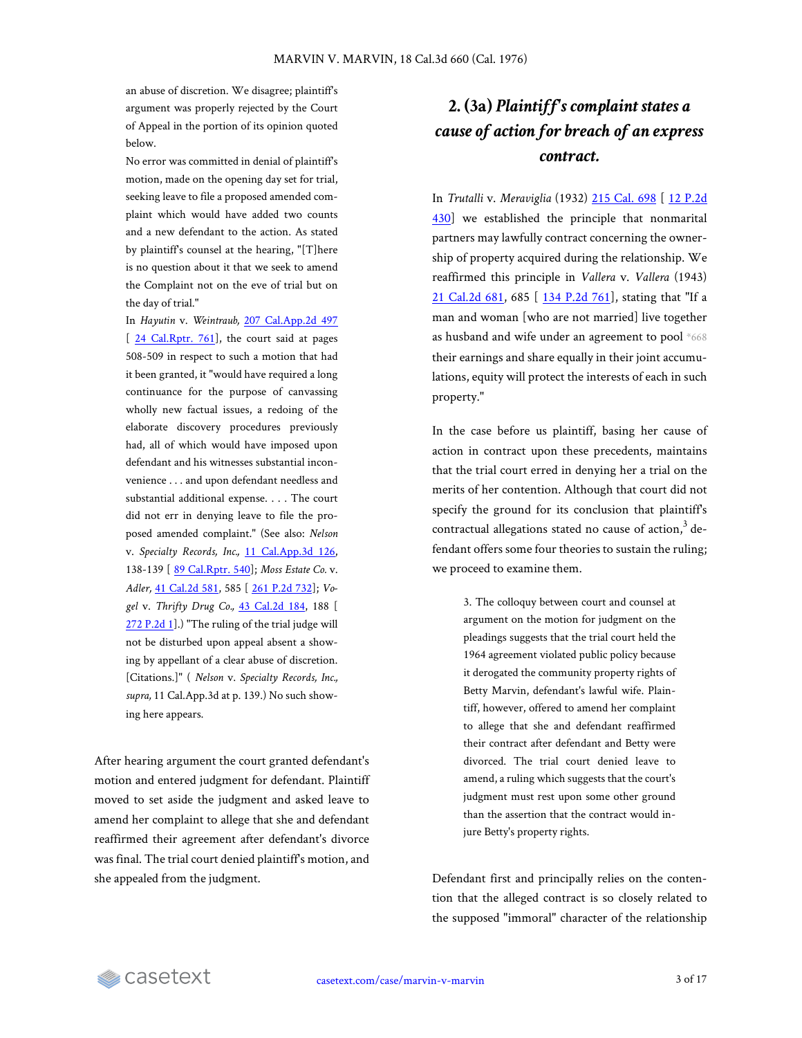> an abuse of discretion. We disagree; plaintiff's argument was properly rejected by the Court of Appeal in the portion of its opinion quoted below.
>
> No error was committed in denial of plaintiff's motion, made on the opening day set for trial, seeking leave to file a proposed amended complaint which would have added two counts and a new defendant to the action. As stated by plaintiff's counsel at the hearing, "[T]here is no question about it that we seek to amend the Complaint not on the eve of trial but on the day of trial."
>
> In *Hayutin* v. *Weintraub,* 207 Cal.App.2d 497 [ 24 Cal.Rptr. 761], the court said at pages 508-509 in respect to such a motion that had it been granted, it "would have required a long continuance for the purpose of canvassing wholly new factual issues, a redoing of the elaborate discovery procedures previously had, all of which would have imposed upon defendant and his witnesses substantial inconvenience . . . and upon defendant needless and substantial additional expense. . . . The court did not err in denying leave to file the proposed amended complaint." (See also: *Nelson* v. *Specialty Records, Inc.,* 11 Cal.App.3d 126, 138-139 [ 89 Cal.Rptr. 540]; *Moss Estate Co.* v. *Adler,* 41 Cal.2d 581, 585 [ 261 P.2d 732]; *Vogel* v. *Thrifty Drug Co.,* 43 Cal.2d 184, 188 [ 272 P.2d 1].) "The ruling of the trial judge will not be disturbed upon appeal absent a showing by appellant of a clear abuse of discretion. [Citations.]" ( *Nelson* v. *Specialty Records, Inc., supra,* 11 Cal.App.3d at p. 139.) No such showing here appears.

After hearing argument the court granted defendant's motion and entered judgment for defendant. Plaintiff moved to set aside the judgment and asked leave to amend her complaint to allege that she and defendant reaffirmed their agreement after defendant's divorce was final. The trial court denied plaintiff's motion, and she appealed from the judgment.

## 2. (3a) *Plaintiff's complaint states a cause of action for breach of an express contract.*

In *Trutalli* v. *Meraviglia* (1932) 215 Cal. 698 [ 12 P.2d 430] we established the principle that nonmarital partners may lawfully contract concerning the ownership of property acquired during the relationship. We reaffirmed this principle in *Vallera* v. *Vallera* (1943) 21 Cal.2d 681, 685 [ 134 P.2d 761], stating that "If a man and woman [who are not married] live together as husband and wife under an agreement to pool *668 their earnings and share equally in their joint accumulations, equity will protect the interests of each in such property."

In the case before us plaintiff, basing her cause of action in contract upon these precedents, maintains that the trial court erred in denying her a trial on the merits of her contention. Although that court did not specify the ground for its conclusion that plaintiff's contractual allegations stated no cause of action,[3] defendant offers some four theories to sustain the ruling; we proceed to examine them.

> 3. The colloquy between court and counsel at argument on the motion for judgment on the pleadings suggests that the trial court held the 1964 agreement violated public policy because it derogated the community property rights of Betty Marvin, defendant's lawful wife. Plaintiff, however, offered to amend her complaint to allege that she and defendant reaffirmed their contract after defendant and Betty were divorced. The trial court denied leave to amend, a ruling which suggests that the court's judgment must rest upon some other ground than the assertion that the contract would injure Betty's property rights.

Defendant first and principally relies on the contention that the alleged contract is so closely related to the supposed "immoral" character of the relationship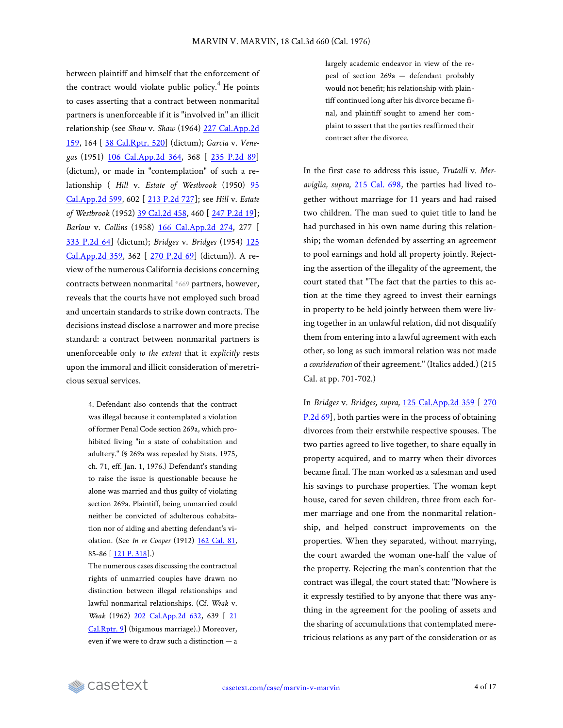between plaintiff and himself that the enforcement of the contract would violate public policy.[4] He points to cases asserting that a contract between nonmarital partners is unenforceable if it is "involved in" an illicit relationship (see *Shaw* v. *Shaw* (1964) 227 Cal.App.2d 159, 164 [ 38 Cal.Rptr. 520] (dictum); *Garcia* v. *Venegas* (1951) 106 Cal.App.2d 364, 368 [ 235 P.2d 89] (dictum), or made in "contemplation" of such a relationship ( *Hill* v. *Estate of Westbrook* (1950) 95 Cal.App.2d 599, 602 [ 213 P.2d 727]; see *Hill* v. *Estate of Westbrook* (1952) 39 Cal.2d 458, 460 [ 247 P.2d 19]; *Barlow* v. *Collins* (1958) 166 Cal.App.2d 274, 277 [ 333 P.2d 64] (dictum); *Bridges* v. *Bridges* (1954) 125 Cal.App.2d 359, 362 [ 270 P.2d 69] (dictum)). A review of the numerous California decisions concerning contracts between nonmarital *669 partners, however, reveals that the courts have not employed such broad and uncertain standards to strike down contracts. The decisions instead disclose a narrower and more precise standard: a contract between nonmarital partners is unenforceable only *to the extent* that it *explicitly* rests upon the immoral and illicit consideration of meretricious sexual services.

> 4. Defendant also contends that the contract was illegal because it contemplated a violation of former Penal Code section 269a, which prohibited living "in a state of cohabitation and adultery." (§ 269a was repealed by Stats. 1975, ch. 71, eff. Jan. 1, 1976.) Defendant's standing to raise the issue is questionable because he alone was married and thus guilty of violating section 269a. Plaintiff, being unmarried could neither be convicted of adulterous cohabitation nor of aiding and abetting defendant's violation. (See *In re Cooper* (1912) 162 Cal. 81, 85-86 [ 121 P. 318].)
>
> The numerous cases discussing the contractual rights of unmarried couples have drawn no distinction between illegal relationships and lawful nonmarital relationships. (Cf. *Weak* v. *Weak* (1962) 202 Cal.App.2d 632, 639 [ 21 Cal.Rptr. 9] (bigamous marriage).) Moreover, even if we were to draw such a distinction — a largely academic endeavor in view of the repeal of section 269a — defendant probably would not benefit; his relationship with plaintiff continued long after his divorce became final, and plaintiff sought to amend her complaint to assert that the parties reaffirmed their contract after the divorce.

In the first case to address this issue, *Trutalli* v. *Meraviglia, supra,* 215 Cal. 698, the parties had lived together without marriage for 11 years and had raised two children. The man sued to quiet title to land he had purchased in his own name during this relationship; the woman defended by asserting an agreement to pool earnings and hold all property jointly. Rejecting the assertion of the illegality of the agreement, the court stated that "The fact that the parties to this action at the time they agreed to invest their earnings in property to be held jointly between them were living together in an unlawful relation, did not disqualify them from entering into a lawful agreement with each other, so long as such immoral relation was not made *a consideration* of their agreement." (Italics added.) (215 Cal. at pp. 701-702.)

In *Bridges* v. *Bridges, supra,* 125 Cal.App.2d 359 [ 270 P.2d 69], both parties were in the process of obtaining divorces from their erstwhile respective spouses. The two parties agreed to live together, to share equally in property acquired, and to marry when their divorces became final. The man worked as a salesman and used his savings to purchase properties. The woman kept house, cared for seven children, three from each former marriage and one from the nonmarital relationship, and helped construct improvements on the properties. When they separated, without marrying, the court awarded the woman one-half the value of the property. Rejecting the man's contention that the contract was illegal, the court stated that: "Nowhere is it expressly testified to by anyone that there was anything in the agreement for the pooling of assets and the sharing of accumulations that contemplated meretricious relations as any part of the consideration or as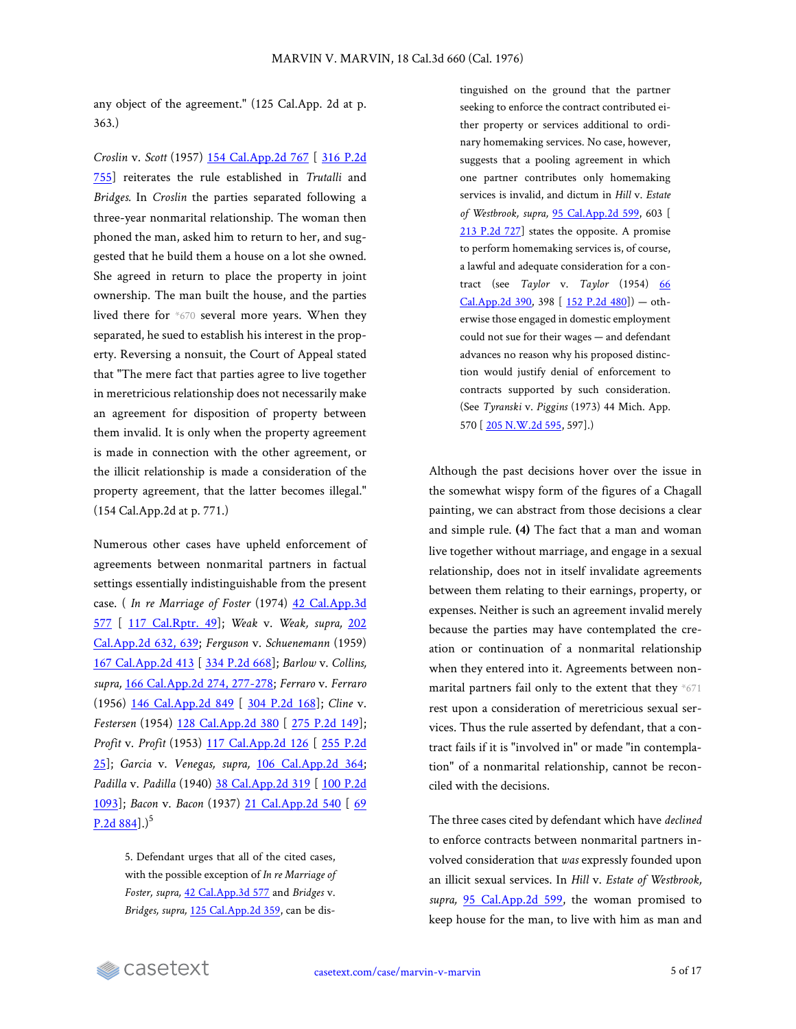any object of the agreement." (125 Cal.App. 2d at p. 363.)

*Croslin* v. *Scott* (1957) 154 Cal.App.2d 767 [ 316 P.2d 755] reiterates the rule established in *Trutalli* and *Bridges.* In *Croslin* the parties separated following a three-year nonmarital relationship. The woman then phoned the man, asked him to return to her, and suggested that he build them a house on a lot she owned. She agreed in return to place the property in joint ownership. The man built the house, and the parties lived there for *670 several more years. When they separated, he sued to establish his interest in the property. Reversing a nonsuit, the Court of Appeal stated that "The mere fact that parties agree to live together in meretricious relationship does not necessarily make an agreement for disposition of property between them invalid. It is only when the property agreement is made in connection with the other agreement, or the illicit relationship is made a consideration of the property agreement, that the latter becomes illegal." (154 Cal.App.2d at p. 771.)

Numerous other cases have upheld enforcement of agreements between nonmarital partners in factual settings essentially indistinguishable from the present case. ( *In re Marriage of Foster* (1974) 42 Cal.App.3d 577 [ 117 Cal.Rptr. 49]; *Weak* v. *Weak, supra,* 202 Cal.App.2d 632, 639; *Ferguson* v. *Schuenemann* (1959) 167 Cal.App.2d 413 [ 334 P.2d 668]; *Barlow* v. *Collins, supra,* 166 Cal.App.2d 274, 277-278; *Ferraro* v. *Ferraro* (1956) 146 Cal.App.2d 849 [ 304 P.2d 168]; *Cline* v. *Festersen* (1954) 128 Cal.App.2d 380 [ 275 P.2d 149]; *Profit* v. *Profit* (1953) 117 Cal.App.2d 126 [ 255 P.2d 25]; *Garcia* v. *Venegas, supra,* 106 Cal.App.2d 364; *Padilla* v. *Padilla* (1940) 38 Cal.App.2d 319 [ 100 P.2d 1093]; *Bacon* v. *Bacon* (1937) 21 Cal.App.2d 540 [ 69 P.2d 884].)[5]

> 5. Defendant urges that all of the cited cases, with the possible exception of *In re Marriage of Foster, supra,* 42 Cal.App.3d 577 and *Bridges* v. *Bridges, supra,* 125 Cal.App.2d 359, can be distinguished on the ground that the partner seeking to enforce the contract contributed either property or services additional to ordinary homemaking services. No case, however, suggests that a pooling agreement in which one partner contributes only homemaking services is invalid, and dictum in *Hill* v. *Estate of Westbrook, supra,* 95 Cal.App.2d 599, 603 [ 213 P.2d 727] states the opposite. A promise to perform homemaking services is, of course, a lawful and adequate consideration for a contract (see *Taylor* v. *Taylor* (1954) 66 Cal.App.2d 390, 398 [ 152 P.2d 480]) — otherwise those engaged in domestic employment could not sue for their wages — and defendant advances no reason why his proposed distinction would justify denial of enforcement to contracts supported by such consideration. (See *Tyranski* v. *Piggins* (1973) 44 Mich. App. 570 [ 205 N.W.2d 595, 597].)

Although the past decisions hover over the issue in the somewhat wispy form of the figures of a Chagall painting, we can abstract from those decisions a clear and simple rule. **(4)** The fact that a man and woman live together without marriage, and engage in a sexual relationship, does not in itself invalidate agreements between them relating to their earnings, property, or expenses. Neither is such an agreement invalid merely because the parties may have contemplated the creation or continuation of a nonmarital relationship when they entered into it. Agreements between nonmarital partners fail only to the extent that they *671 rest upon a consideration of meretricious sexual services. Thus the rule asserted by defendant, that a contract fails if it is "involved in" or made "in contemplation" of a nonmarital relationship, cannot be reconciled with the decisions.

The three cases cited by defendant which have *declined* to enforce contracts between nonmarital partners involved consideration that *was* expressly founded upon an illicit sexual services. In *Hill* v. *Estate of Westbrook, supra,* 95 Cal.App.2d 599, the woman promised to keep house for the man, to live with him as man and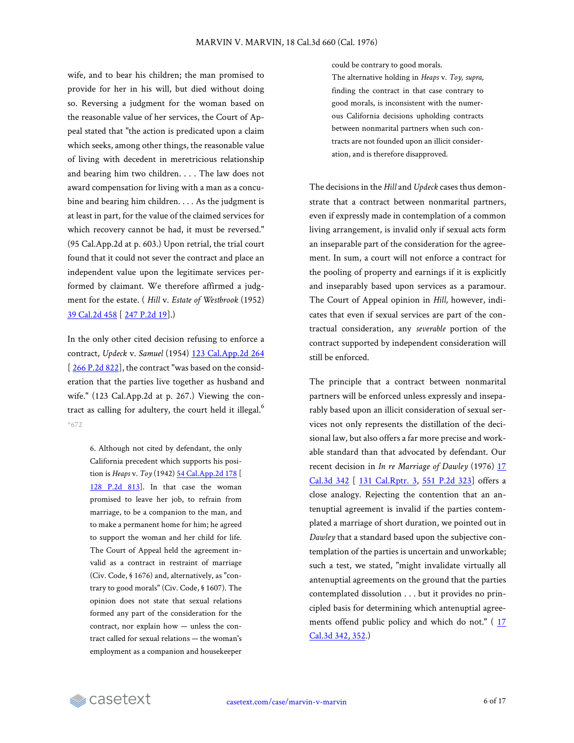wife, and to bear his children; the man promised to provide for her in his will, but died without doing so. Reversing a judgment for the woman based on the reasonable value of her services, the Court of Appeal stated that "the action is predicated upon a claim which seeks, among other things, the reasonable value of living with decedent in meretricious relationship and bearing him two children. . . . The law does not award compensation for living with a man as a concubine and bearing him children. . . . As the judgment is at least in part, for the value of the claimed services for which recovery cannot be had, it must be reversed." (95 Cal.App.2d at p. 603.) Upon retrial, the trial court found that it could not sever the contract and place an independent value upon the legitimate services performed by claimant. We therefore affirmed a judgment for the estate. ( *Hill* v. *Estate of Westbrook* (1952) 39 Cal.2d 458 [ 247 P.2d 19].)

In the only other cited decision refusing to enforce a contract, *Updeck* v. *Samuel* (1954) 123 Cal.App.2d 264 [ 266 P.2d 822], the contract "was based on the consideration that the parties live together as husband and wife." (123 Cal.App.2d at p. 267.) Viewing the contract as calling for adultery, the court held it illegal.[6] *672

> 6. Although not cited by defendant, the only California precedent which supports his position is *Heaps* v. *Toy* (1942) 54 Cal.App.2d 178 [ 128 P.2d 813]. In that case the woman promised to leave her job, to refrain from marriage, to be a companion to the man, and to make a permanent home for him; he agreed to support the woman and her child for life. The Court of Appeal held the agreement invalid as a contract in restraint of marriage (Civ. Code, § 1676) and, alternatively, as "contrary to good morals" (Civ. Code, § 1607). The opinion does not state that sexual relations formed any part of the consideration for the contract, nor explain how — unless the contract called for sexual relations — the woman's employment as a companion and housekeeper could be contrary to good morals.
> The alternative holding in *Heaps* v. *Toy, supra,* finding the contract in that case contrary to good morals, is inconsistent with the numerous California decisions upholding contracts between nonmarital partners when such contracts are not founded upon an illicit consideration, and is therefore disapproved.

The decisions in the *Hill* and *Updeck* cases thus demonstrate that a contract between nonmarital partners, even if expressly made in contemplation of a common living arrangement, is invalid only if sexual acts form an inseparable part of the consideration for the agreement. In sum, a court will not enforce a contract for the pooling of property and earnings if it is explicitly and inseparably based upon services as a paramour. The Court of Appeal opinion in *Hill,* however, indicates that even if sexual services are part of the contractual consideration, any *severable* portion of the contract supported by independent consideration will still be enforced.

The principle that a contract between nonmarital partners will be enforced unless expressly and inseparably based upon an illicit consideration of sexual services not only represents the distillation of the decisional law, but also offers a far more precise and workable standard than that advocated by defendant. Our recent decision in *In re Marriage of Dawley* (1976) 17 Cal.3d 342 [ 131 Cal.Rptr. 3, 551 P.2d 323] offers a close analogy. Rejecting the contention that an antenuptial agreement is invalid if the parties contemplated a marriage of short duration, we pointed out in *Dawley* that a standard based upon the subjective contemplation of the parties is uncertain and unworkable; such a test, we stated, "might invalidate virtually all antenuptial agreements on the ground that the parties contemplated dissolution . . . but it provides no principled basis for determining which antenuptial agreements offend public policy and which do not." ( 17 Cal.3d 342, 352.)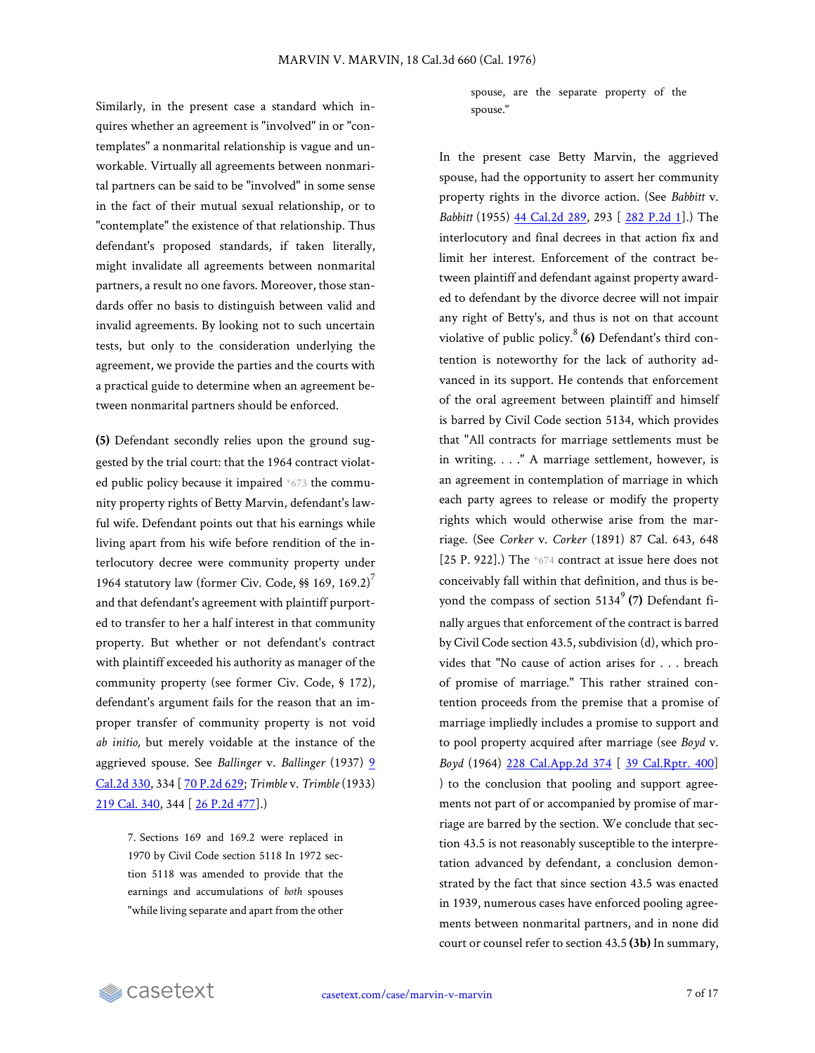Similarly, in the present case a standard which inquires whether an agreement is "involved" in or "contemplates" a nonmarital relationship is vague and unworkable. Virtually all agreements between nonmarital partners can be said to be "involved" in some sense in the fact of their mutual sexual relationship, or to "contemplate" the existence of that relationship. Thus defendant's proposed standards, if taken literally, might invalidate all agreements between nonmarital partners, a result no one favors. Moreover, those standards offer no basis to distinguish between valid and invalid agreements. By looking not to such uncertain tests, but only to the consideration underlying the agreement, we provide the parties and the courts with a practical guide to determine when an agreement between nonmarital partners should be enforced.

**(5)** Defendant secondly relies upon the ground suggested by the trial court: that the 1964 contract violated public policy because it impaired *673 the community property rights of Betty Marvin, defendant's lawful wife. Defendant points out that his earnings while living apart from his wife before rendition of the interlocutory decree were community property under 1964 statutory law (former Civ. Code, §§ 169, 169.2)[7] and that defendant's agreement with plaintiff purported to transfer to her a half interest in that community property. But whether or not defendant's contract with plaintiff exceeded his authority as manager of the community property (see former Civ. Code, § 172), defendant's argument fails for the reason that an improper transfer of community property is not void *ab initio,* but merely voidable at the instance of the aggrieved spouse. See *Ballinger* v. *Ballinger* (1937) 9 Cal.2d 330, 334 [ 70 P.2d 629; *Trimble* v. *Trimble* (1933) 219 Cal. 340, 344 [ 26 P.2d 477].)

> 7. Sections 169 and 169.2 were replaced in 1970 by Civil Code section 5118 In 1972 section 5118 was amended to provide that the earnings and accumulations of *both* spouses "while living separate and apart from the other spouse, are the separate property of the spouse."

In the present case Betty Marvin, the aggrieved spouse, had the opportunity to assert her community property rights in the divorce action. (See *Babbitt* v. *Babbitt* (1955) 44 Cal.2d 289, 293 [ 282 P.2d 1].) The interlocutory and final decrees in that action fix and limit her interest. Enforcement of the contract between plaintiff and defendant against property awarded to defendant by the divorce decree will not impair any right of Betty's, and thus is not on that account violative of public policy.[8] **(6)** Defendant's third contention is noteworthy for the lack of authority advanced in its support. He contends that enforcement of the oral agreement between plaintiff and himself is barred by Civil Code section 5134, which provides that "All contracts for marriage settlements must be in writing. . . ." A marriage settlement, however, is an agreement in contemplation of marriage in which each party agrees to release or modify the property rights which would otherwise arise from the marriage. (See *Corker* v. *Corker* (1891) 87 Cal. 643, 648 [25 P. 922].) The *674 contract at issue here does not conceivably fall within that definition, and thus is beyond the compass of section 5134[9] **(7)** Defendant finally argues that enforcement of the contract is barred by Civil Code section 43.5, subdivision (d), which provides that "No cause of action arises for . . . breach of promise of marriage." This rather strained contention proceeds from the premise that a promise of marriage impliedly includes a promise to support and to pool property acquired after marriage (see *Boyd* v. *Boyd* (1964) 228 Cal.App.2d 374 [ 39 Cal.Rptr. 400] ) to the conclusion that pooling and support agreements not part of or accompanied by promise of marriage are barred by the section. We conclude that section 43.5 is not reasonably susceptible to the interpretation advanced by defendant, a conclusion demonstrated by the fact that since section 43.5 was enacted in 1939, numerous cases have enforced pooling agreements between nonmarital partners, and in none did court or counsel refer to section 43.5 **(3b)** In summary,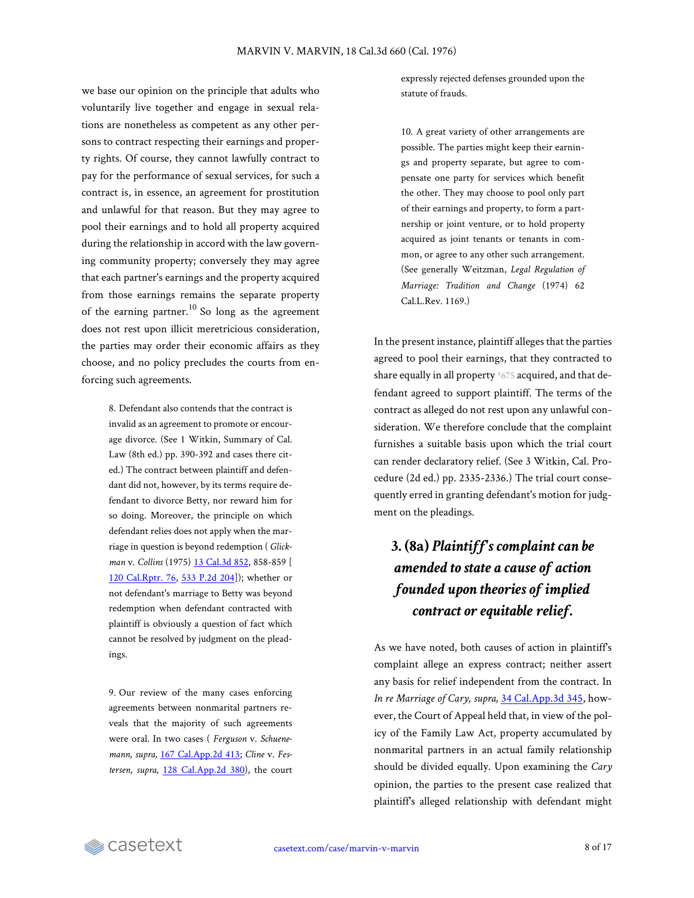we base our opinion on the principle that adults who voluntarily live together and engage in sexual relations are nonetheless as competent as any other persons to contract respecting their earnings and property rights. Of course, they cannot lawfully contract to pay for the performance of sexual services, for such a contract is, in essence, an agreement for prostitution and unlawful for that reason. But they may agree to pool their earnings and to hold all property acquired during the relationship in accord with the law governing community property; conversely they may agree that each partner's earnings and the property acquired from those earnings remains the separate property of the earning partner.[10] So long as the agreement does not rest upon illicit meretricious consideration, the parties may order their economic affairs as they choose, and no policy precludes the courts from enforcing such agreements.

> 8. Defendant also contends that the contract is invalid as an agreement to promote or encourage divorce. (See 1 Witkin, Summary of Cal. Law (8th ed.) pp. 390-392 and cases there cited.) The contract between plaintiff and defendant did not, however, by its terms require defendant to divorce Betty, nor reward him for so doing. Moreover, the principle on which defendant relies does not apply when the marriage in question is beyond redemption ( *Glickman* v. *Collins* (1975) 13 Cal.3d 852, 858-859 [120 Cal.Rptr. 76, 533 P.2d 204]); whether or not defendant's marriage to Betty was beyond redemption when defendant contracted with plaintiff is obviously a question of fact which cannot be resolved by judgment on the pleadings.

> 9. Our review of the many cases enforcing agreements between nonmarital partners reveals that the majority of such agreements were oral. In two cases ( *Ferguson* v. *Schuenemann, supra,* 167 Cal.App.2d 413; *Cline* v. *Festersen, supra,* 128 Cal.App.2d 380), the court expressly rejected defenses grounded upon the statute of frauds.

> 10. A great variety of other arrangements are possible. The parties might keep their earnings and property separate, but agree to compensate one party for services which benefit the other. They may choose to pool only part of their earnings and property, to form a partnership or joint venture, or to hold property acquired as joint tenants or tenants in common, or agree to any other such arrangement. (See generally Weitzman, *Legal Regulation of Marriage: Tradition and Change* (1974) 62 Cal.L.Rev. 1169.)

In the present instance, plaintiff alleges that the parties agreed to pool their earnings, that they contracted to share equally in all property *675 acquired, and that defendant agreed to support plaintiff. The terms of the contract as alleged do not rest upon any unlawful consideration. We therefore conclude that the complaint furnishes a suitable basis upon which the trial court can render declaratory relief. (See 3 Witkin, Cal. Procedure (2d ed.) pp. 2335-2336.) The trial court consequently erred in granting defendant's motion for judgment on the pleadings.

## 3. (8a) *Plaintiff's complaint can be amended to state a cause of action founded upon theories of implied contract or equitable relief.*

As we have noted, both causes of action in plaintiff's complaint allege an express contract; neither assert any basis for relief independent from the contract. In *In re Marriage of Cary, supra,* 34 Cal.App.3d 345, however, the Court of Appeal held that, in view of the policy of the Family Law Act, property accumulated by nonmarital partners in an actual family relationship should be divided equally. Upon examining the *Cary* opinion, the parties to the present case realized that plaintiff's alleged relationship with defendant might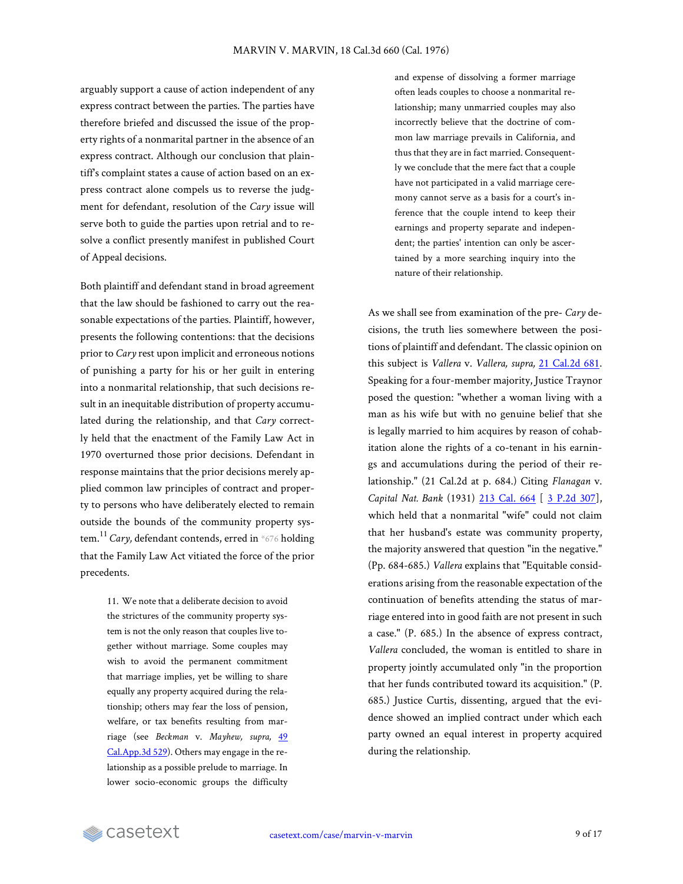arguably support a cause of action independent of any express contract between the parties. The parties have therefore briefed and discussed the issue of the property rights of a nonmarital partner in the absence of an express contract. Although our conclusion that plaintiff's complaint states a cause of action based on an express contract alone compels us to reverse the judgment for defendant, resolution of the *Cary* issue will serve both to guide the parties upon retrial and to resolve a conflict presently manifest in published Court of Appeal decisions.

Both plaintiff and defendant stand in broad agreement that the law should be fashioned to carry out the reasonable expectations of the parties. Plaintiff, however, presents the following contentions: that the decisions prior to *Cary* rest upon implicit and erroneous notions of punishing a party for his or her guilt in entering into a nonmarital relationship, that such decisions result in an inequitable distribution of property accumulated during the relationship, and that *Cary* correctly held that the enactment of the Family Law Act in 1970 overturned those prior decisions. Defendant in response maintains that the prior decisions merely applied common law principles of contract and property to persons who have deliberately elected to remain outside the bounds of the community property system.[11] *Cary,* defendant contends, erred in *676 holding that the Family Law Act vitiated the force of the prior precedents.

> 11. We note that a deliberate decision to avoid the strictures of the community property system is not the only reason that couples live together without marriage. Some couples may wish to avoid the permanent commitment that marriage implies, yet be willing to share equally any property acquired during the relationship; others may fear the loss of pension, welfare, or tax benefits resulting from marriage (see *Beckman* v. *Mayhew, supra,* 49 Cal.App.3d 529). Others may engage in the relationship as a possible prelude to marriage. In lower socio-economic groups the difficulty and expense of dissolving a former marriage often leads couples to choose a nonmarital relationship; many unmarried couples may also incorrectly believe that the doctrine of common law marriage prevails in California, and thus that they are in fact married. Consequently we conclude that the mere fact that a couple have not participated in a valid marriage ceremony cannot serve as a basis for a court's inference that the couple intend to keep their earnings and property separate and independent; the parties' intention can only be ascertained by a more searching inquiry into the nature of their relationship.

As we shall see from examination of the pre- *Cary* decisions, the truth lies somewhere between the positions of plaintiff and defendant. The classic opinion on this subject is *Vallera* v. *Vallera, supra,* 21 Cal.2d 681. Speaking for a four-member majority, Justice Traynor posed the question: "whether a woman living with a man as his wife but with no genuine belief that she is legally married to him acquires by reason of cohabitation alone the rights of a co-tenant in his earnings and accumulations during the period of their relationship." (21 Cal.2d at p. 684.) Citing *Flanagan* v. *Capital Nat. Bank* (1931) 213 Cal. 664 [ 3 P.2d 307], which held that a nonmarital "wife" could not claim that her husband's estate was community property, the majority answered that question "in the negative." (Pp. 684-685.) *Vallera* explains that "Equitable considerations arising from the reasonable expectation of the continuation of benefits attending the status of marriage entered into in good faith are not present in such a case." (P. 685.) In the absence of express contract, *Vallera* concluded, the woman is entitled to share in property jointly accumulated only "in the proportion that her funds contributed toward its acquisition." (P. 685.) Justice Curtis, dissenting, argued that the evidence showed an implied contract under which each party owned an equal interest in property acquired during the relationship.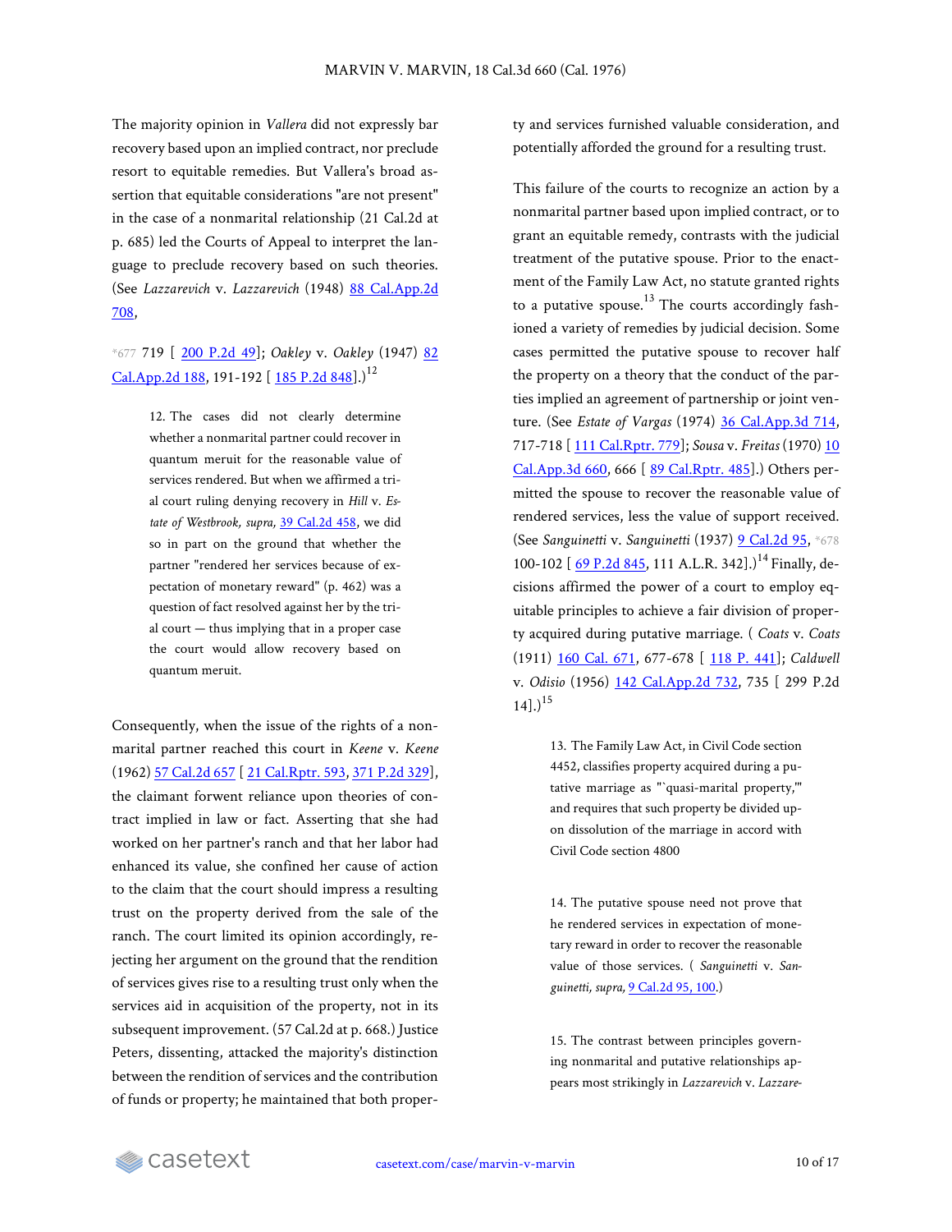The majority opinion in *Vallera* did not expressly bar recovery based upon an implied contract, nor preclude resort to equitable remedies. But Vallera's broad assertion that equitable considerations "are not present" in the case of a nonmarital relationship (21 Cal.2d at p. 685) led the Courts of Appeal to interpret the language to preclude recovery based on such theories. (See *Lazzarevich* v. *Lazzarevich* (1948) 88 Cal.App.2d 708,

*677 719 [ 200 P.2d 49]; *Oakley* v. *Oakley* (1947) 82 Cal.App.2d 188, 191-192 [ 185 P.2d 848].)[12]

> 12. The cases did not clearly determine whether a nonmarital partner could recover in quantum meruit for the reasonable value of services rendered. But when we affirmed a trial court ruling denying recovery in *Hill* v. *Estate of Westbrook, supra,* 39 Cal.2d 458, we did so in part on the ground that whether the partner "rendered her services because of expectation of monetary reward" (p. 462) was a question of fact resolved against her by the trial court — thus implying that in a proper case the court would allow recovery based on quantum meruit.

Consequently, when the issue of the rights of a nonmarital partner reached this court in *Keene* v. *Keene* (1962) 57 Cal.2d 657 [ 21 Cal.Rptr. 593, 371 P.2d 329], the claimant forwent reliance upon theories of contract implied in law or fact. Asserting that she had worked on her partner's ranch and that her labor had enhanced its value, she confined her cause of action to the claim that the court should impress a resulting trust on the property derived from the sale of the ranch. The court limited its opinion accordingly, rejecting her argument on the ground that the rendition of services gives rise to a resulting trust only when the services aid in acquisition of the property, not in its subsequent improvement. (57 Cal.2d at p. 668.) Justice Peters, dissenting, attacked the majority's distinction between the rendition of services and the contribution of funds or property; he maintained that both property and services furnished valuable consideration, and potentially afforded the ground for a resulting trust.

This failure of the courts to recognize an action by a nonmarital partner based upon implied contract, or to grant an equitable remedy, contrasts with the judicial treatment of the putative spouse. Prior to the enactment of the Family Law Act, no statute granted rights to a putative spouse.[13] The courts accordingly fashioned a variety of remedies by judicial decision. Some cases permitted the putative spouse to recover half the property on a theory that the conduct of the parties implied an agreement of partnership or joint venture. (See *Estate of Vargas* (1974) 36 Cal.App.3d 714, 717-718 [ 111 Cal.Rptr. 779]; *Sousa* v. *Freitas* (1970) 10 Cal.App.3d 660, 666 [ 89 Cal.Rptr. 485].) Others permitted the spouse to recover the reasonable value of rendered services, less the value of support received. (See *Sanguinetti* v. *Sanguinetti* (1937) 9 Cal.2d 95, *678 100-102 [ 69 P.2d 845, 111 A.L.R. 342].)[14] Finally, decisions affirmed the power of a court to employ equitable principles to achieve a fair division of property acquired during putative marriage. ( *Coats* v. *Coats* (1911) 160 Cal. 671, 677-678 [ 118 P. 441]; *Caldwell* v. *Odisio* (1956) 142 Cal.App.2d 732, 735 [ 299 P.2d 14].)[15]

> 13. The Family Law Act, in Civil Code section 4452, classifies property acquired during a putative marriage as "`quasi-marital property,'" and requires that such property be divided upon dissolution of the marriage in accord with Civil Code section 4800

> 14. The putative spouse need not prove that he rendered services in expectation of monetary reward in order to recover the reasonable value of those services. ( *Sanguinetti* v. *Sanguinetti, supra,* 9 Cal.2d 95, 100.)

> 15. The contrast between principles governing nonmarital and putative relationships appears most strikingly in *Lazzarevich* v. *Lazzare-*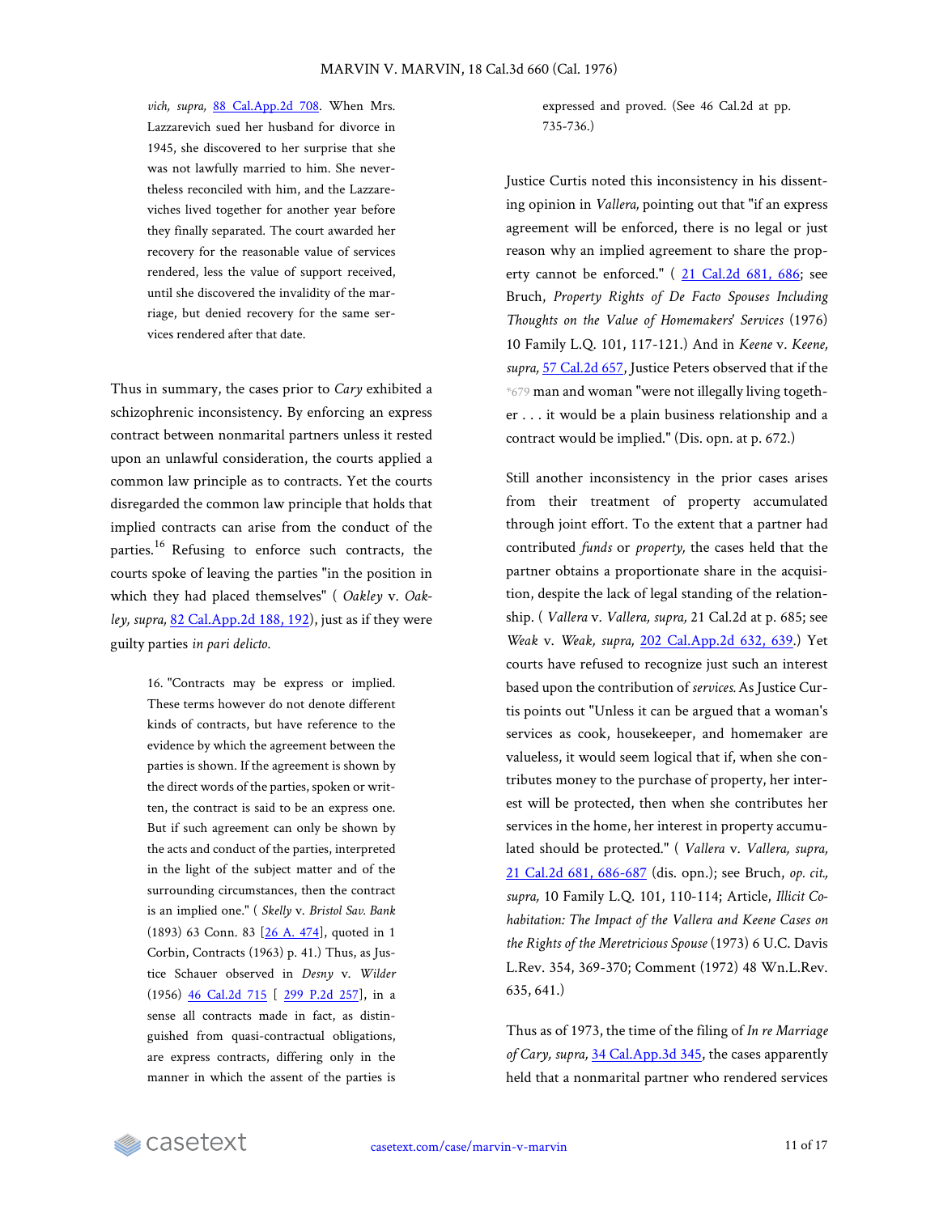*vich, supra,* 88 Cal.App.2d 708. When Mrs. Lazzarevich sued her husband for divorce in 1945, she discovered to her surprise that she was not lawfully married to him. She nevertheless reconciled with him, and the Lazzareviches lived together for another year before they finally separated. The court awarded her recovery for the reasonable value of services rendered, less the value of support received, until she discovered the invalidity of the marriage, but denied recovery for the same services rendered after that date.

Thus in summary, the cases prior to *Cary* exhibited a schizophrenic inconsistency. By enforcing an express contract between nonmarital partners unless it rested upon an unlawful consideration, the courts applied a common law principle as to contracts. Yet the courts disregarded the common law principle that holds that implied contracts can arise from the conduct of the parties.[16] Refusing to enforce such contracts, the courts spoke of leaving the parties "in the position in which they had placed themselves" ( *Oakley* v. *Oakley, supra,* 82 Cal.App.2d 188, 192), just as if they were guilty parties *in pari delicto.*

16. "Contracts may be express or implied. These terms however do not denote different kinds of contracts, but have reference to the evidence by which the agreement between the parties is shown. If the agreement is shown by the direct words of the parties, spoken or written, the contract is said to be an express one. But if such agreement can only be shown by the acts and conduct of the parties, interpreted in the light of the subject matter and of the surrounding circumstances, then the contract is an implied one." ( *Skelly* v. *Bristol Sav. Bank* (1893) 63 Conn. 83 [26 A. 474], quoted in 1 Corbin, Contracts (1963) p. 41.) Thus, as Justice Schauer observed in *Desny* v. *Wilder* (1956) 46 Cal.2d 715 [ 299 P.2d 257], in a sense all contracts made in fact, as distinguished from quasi-contractual obligations, are express contracts, differing only in the manner in which the assent of the parties is expressed and proved. (See 46 Cal.2d at pp. 735-736.)

Justice Curtis noted this inconsistency in his dissenting opinion in *Vallera,* pointing out that "if an express agreement will be enforced, there is no legal or just reason why an implied agreement to share the property cannot be enforced." ( 21 Cal.2d 681, 686; see Bruch, *Property Rights of De Facto Spouses Including Thoughts on the Value of Homemakers' Services* (1976) 10 Family L.Q. 101, 117-121.) And in *Keene* v. *Keene, supra,* 57 Cal.2d 657, Justice Peters observed that if the *679 man and woman "were not illegally living together . . . it would be a plain business relationship and a contract would be implied." (Dis. opn. at p. 672.)

Still another inconsistency in the prior cases arises from their treatment of property accumulated through joint effort. To the extent that a partner had contributed *funds* or *property,* the cases held that the partner obtains a proportionate share in the acquisition, despite the lack of legal standing of the relationship. ( *Vallera* v. *Vallera, supra,* 21 Cal.2d at p. 685; see *Weak* v. *Weak, supra,* 202 Cal.App.2d 632, 639.) Yet courts have refused to recognize just such an interest based upon the contribution of *services.* As Justice Curtis points out "Unless it can be argued that a woman's services as cook, housekeeper, and homemaker are valueless, it would seem logical that if, when she contributes money to the purchase of property, her interest will be protected, then when she contributes her services in the home, her interest in property accumulated should be protected." ( *Vallera* v. *Vallera, supra,* 21 Cal.2d 681, 686-687 (dis. opn.); see Bruch, *op. cit., supra,* 10 Family L.Q. 101, 110-114; Article, *Illicit Cohabitation: The Impact of the Vallera and Keene Cases on the Rights of the Meretricious Spouse* (1973) 6 U.C. Davis L.Rev. 354, 369-370; Comment (1972) 48 Wn.L.Rev. 635, 641.)

Thus as of 1973, the time of the filing of *In re Marriage of Cary, supra,* 34 Cal.App.3d 345, the cases apparently held that a nonmarital partner who rendered services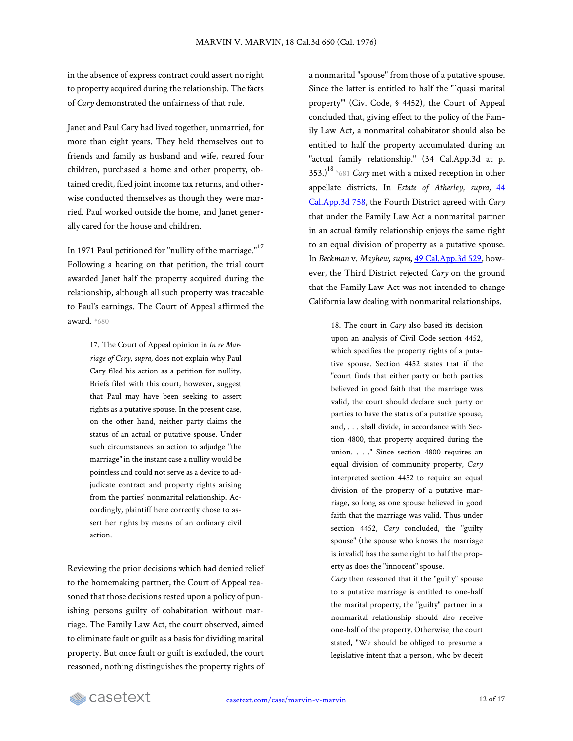in the absence of express contract could assert no right to property acquired during the relationship. The facts of *Cary* demonstrated the unfairness of that rule.

Janet and Paul Cary had lived together, unmarried, for more than eight years. They held themselves out to friends and family as husband and wife, reared four children, purchased a home and other property, obtained credit, filed joint income tax returns, and otherwise conducted themselves as though they were married. Paul worked outside the home, and Janet generally cared for the house and children.

In 1971 Paul petitioned for "nullity of the marriage."[17] Following a hearing on that petition, the trial court awarded Janet half the property acquired during the relationship, although all such property was traceable to Paul's earnings. The Court of Appeal affirmed the award. *680

> 17. The Court of Appeal opinion in *In re Marriage of Cary, supra,* does not explain why Paul Cary filed his action as a petition for nullity. Briefs filed with this court, however, suggest that Paul may have been seeking to assert rights as a putative spouse. In the present case, on the other hand, neither party claims the status of an actual or putative spouse. Under such circumstances an action to adjudge "the marriage" in the instant case a nullity would be pointless and could not serve as a device to adjudicate contract and property rights arising from the parties' nonmarital relationship. Accordingly, plaintiff here correctly chose to assert her rights by means of an ordinary civil action.

Reviewing the prior decisions which had denied relief to the homemaking partner, the Court of Appeal reasoned that those decisions rested upon a policy of punishing persons guilty of cohabitation without marriage. The Family Law Act, the court observed, aimed to eliminate fault or guilt as a basis for dividing marital property. But once fault or guilt is excluded, the court reasoned, nothing distinguishes the property rights of a nonmarital "spouse" from those of a putative spouse. Since the latter is entitled to half the "'quasi marital property'" (Civ. Code, § 4452), the Court of Appeal concluded that, giving effect to the policy of the Family Law Act, a nonmarital cohabitator should also be entitled to half the property accumulated during an "actual family relationship." (34 Cal.App.3d at p. 353.)[18] *681 *Cary* met with a mixed reception in other appellate districts. In *Estate of Atherley, supra,* 44 Cal.App.3d 758, the Fourth District agreed with *Cary* that under the Family Law Act a nonmarital partner in an actual family relationship enjoys the same right to an equal division of property as a putative spouse. In *Beckman* v. *Mayhew, supra,* 49 Cal.App.3d 529, however, the Third District rejected *Cary* on the ground that the Family Law Act was not intended to change California law dealing with nonmarital relationships.

> 18. The court in *Cary* also based its decision upon an analysis of Civil Code section 4452, which specifies the property rights of a putative spouse. Section 4452 states that if the "court finds that either party or both parties believed in good faith that the marriage was valid, the court should declare such party or parties to have the status of a putative spouse, and, . . . shall divide, in accordance with Section 4800, that property acquired during the union. . . ." Since section 4800 requires an equal division of community property, *Cary* interpreted section 4452 to require an equal division of the property of a putative marriage, so long as one spouse believed in good faith that the marriage was valid. Thus under section 4452, *Cary* concluded, the "guilty spouse" (the spouse who knows the marriage is invalid) has the same right to half the property as does the "innocent" spouse.
>
> *Cary* then reasoned that if the "guilty" spouse to a putative marriage is entitled to one-half the marital property, the "guilty" partner in a nonmarital relationship should also receive one-half of the property. Otherwise, the court stated, "We should be obliged to presume a legislative intent that a person, who by deceit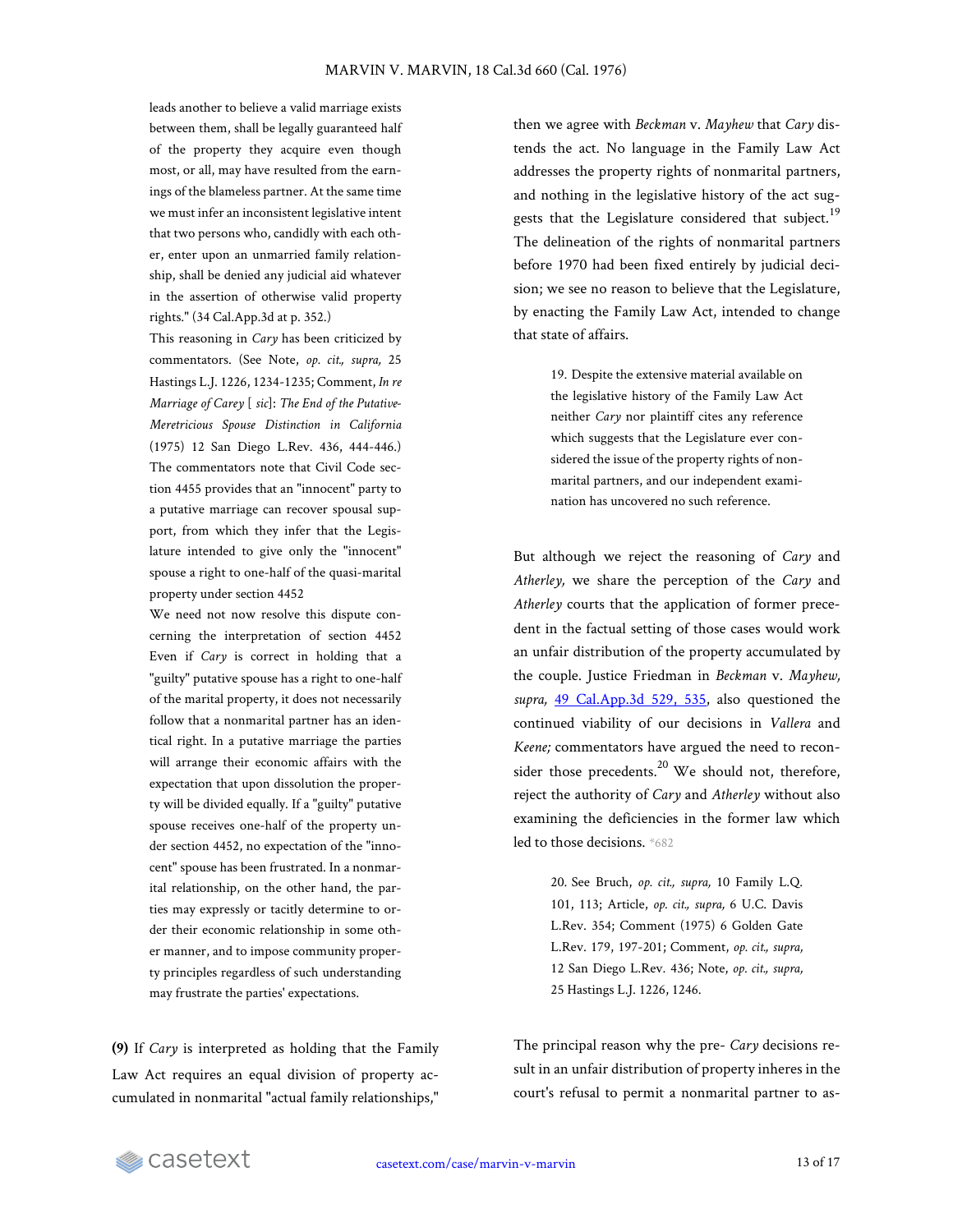leads another to believe a valid marriage exists between them, shall be legally guaranteed half of the property they acquire even though most, or all, may have resulted from the earnings of the blameless partner. At the same time we must infer an inconsistent legislative intent that two persons who, candidly with each other, enter upon an unmarried family relationship, shall be denied any judicial aid whatever in the assertion of otherwise valid property rights." (34 Cal.App.3d at p. 352.)

This reasoning in *Cary* has been criticized by commentators. (See Note, *op. cit., supra,* 25 Hastings L.J. 1226, 1234-1235; Comment, *In re Marriage of Carey* [ *sic*]: *The End of the Putative-Meretricious Spouse Distinction in California* (1975) 12 San Diego L.Rev. 436, 444-446.) The commentators note that Civil Code section 4455 provides that an "innocent" party to a putative marriage can recover spousal support, from which they infer that the Legislature intended to give only the "innocent" spouse a right to one-half of the quasi-marital property under section 4452

We need not now resolve this dispute concerning the interpretation of section 4452 Even if *Cary* is correct in holding that a "guilty" putative spouse has a right to one-half of the marital property, it does not necessarily follow that a nonmarital partner has an identical right. In a putative marriage the parties will arrange their economic affairs with the expectation that upon dissolution the property will be divided equally. If a "guilty" putative spouse receives one-half of the property under section 4452, no expectation of the "innocent" spouse has been frustrated. In a nonmarital relationship, on the other hand, the parties may expressly or tacitly determine to order their economic relationship in some other manner, and to impose community property principles regardless of such understanding may frustrate the parties' expectations.

**(9)** If *Cary* is interpreted as holding that the Family Law Act requires an equal division of property accumulated in nonmarital "actual family relationships," then we agree with *Beckman* v. *Mayhew* that *Cary* distends the act. No language in the Family Law Act addresses the property rights of nonmarital partners, and nothing in the legislative history of the act suggests that the Legislature considered that subject.[19] The delineation of the rights of nonmarital partners before 1970 had been fixed entirely by judicial decision; we see no reason to believe that the Legislature, by enacting the Family Law Act, intended to change that state of affairs.

> 19. Despite the extensive material available on the legislative history of the Family Law Act neither *Cary* nor plaintiff cites any reference which suggests that the Legislature ever considered the issue of the property rights of nonmarital partners, and our independent examination has uncovered no such reference.

But although we reject the reasoning of *Cary* and *Atherley,* we share the perception of the *Cary* and *Atherley* courts that the application of former precedent in the factual setting of those cases would work an unfair distribution of the property accumulated by the couple. Justice Friedman in *Beckman* v. *Mayhew, supra,* 49 Cal.App.3d 529, 535, also questioned the continued viability of our decisions in *Vallera* and *Keene;* commentators have argued the need to reconsider those precedents.[20] We should not, therefore, reject the authority of *Cary* and *Atherley* without also examining the deficiencies in the former law which led to those decisions. *682

> 20. See Bruch, *op. cit., supra,* 10 Family L.Q. 101, 113; Article, *op. cit., supra,* 6 U.C. Davis L.Rev. 354; Comment (1975) 6 Golden Gate L.Rev. 179, 197-201; Comment, *op. cit., supra,* 12 San Diego L.Rev. 436; Note, *op. cit., supra,* 25 Hastings L.J. 1226, 1246.

The principal reason why the pre- *Cary* decisions result in an unfair distribution of property inheres in the court's refusal to permit a nonmarital partner to as-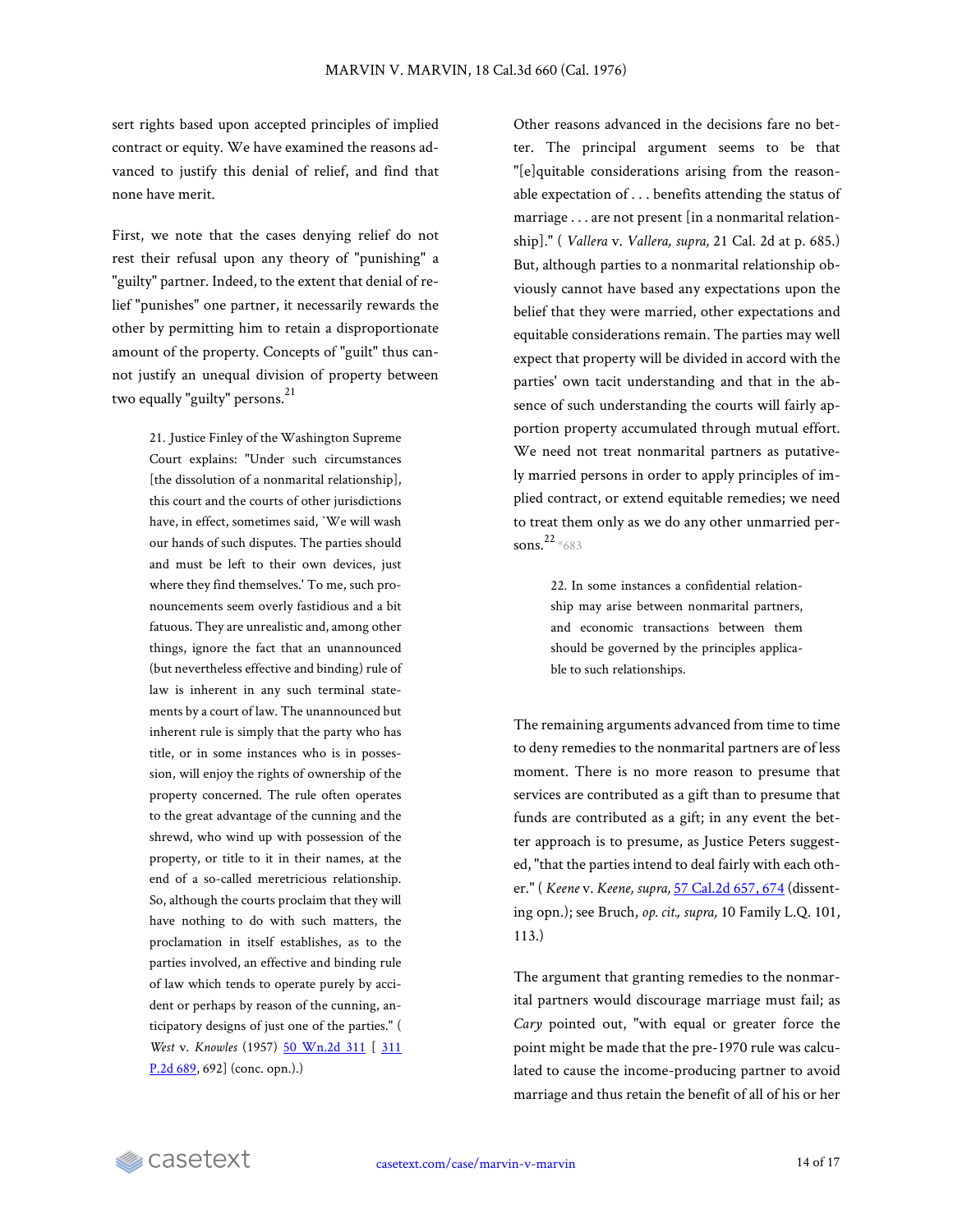sert rights based upon accepted principles of implied contract or equity. We have examined the reasons advanced to justify this denial of relief, and find that none have merit.

First, we note that the cases denying relief do not rest their refusal upon any theory of "punishing" a "guilty" partner. Indeed, to the extent that denial of relief "punishes" one partner, it necessarily rewards the other by permitting him to retain a disproportionate amount of the property. Concepts of "guilt" thus cannot justify an unequal division of property between two equally "guilty" persons.[21]

> 21. Justice Finley of the Washington Supreme Court explains: "Under such circumstances [the dissolution of a nonmarital relationship], this court and the courts of other jurisdictions have, in effect, sometimes said, `We will wash our hands of such disputes. The parties should and must be left to their own devices, just where they find themselves.' To me, such pronouncements seem overly fastidious and a bit fatuous. They are unrealistic and, among other things, ignore the fact that an unannounced (but nevertheless effective and binding) rule of law is inherent in any such terminal statements by a court of law. The unannounced but inherent rule is simply that the party who has title, or in some instances who is in possession, will enjoy the rights of ownership of the property concerned. The rule often operates to the great advantage of the cunning and the shrewd, who wind up with possession of the property, or title to it in their names, at the end of a so-called meretricious relationship. So, although the courts proclaim that they will have nothing to do with such matters, the proclamation in itself establishes, as to the parties involved, an effective and binding rule of law which tends to operate purely by accident or perhaps by reason of the cunning, anticipatory designs of just one of the parties." ( *West* v. *Knowles* (1957) 50 Wn.2d 311 [ 311 P.2d 689, 692] (conc. opn.).)

Other reasons advanced in the decisions fare no better. The principal argument seems to be that "[e]quitable considerations arising from the reasonable expectation of . . . benefits attending the status of marriage . . . are not present [in a nonmarital relationship]." ( *Vallera* v. *Vallera, supra,* 21 Cal. 2d at p. 685.) But, although parties to a nonmarital relationship obviously cannot have based any expectations upon the belief that they were married, other expectations and equitable considerations remain. The parties may well expect that property will be divided in accord with the parties' own tacit understanding and that in the absence of such understanding the courts will fairly apportion property accumulated through mutual effort. We need not treat nonmarital partners as putatively married persons in order to apply principles of implied contract, or extend equitable remedies; we need to treat them only as we do any other unmarried persons.[22] *683

> 22. In some instances a confidential relationship may arise between nonmarital partners, and economic transactions between them should be governed by the principles applicable to such relationships.

The remaining arguments advanced from time to time to deny remedies to the nonmarital partners are of less moment. There is no more reason to presume that services are contributed as a gift than to presume that funds are contributed as a gift; in any event the better approach is to presume, as Justice Peters suggested, "that the parties intend to deal fairly with each other." ( *Keene* v. *Keene, supra,* 57 Cal.2d 657, 674 (dissenting opn.); see Bruch, *op. cit., supra,* 10 Family L.Q. 101, 113.)

The argument that granting remedies to the nonmarital partners would discourage marriage must fail; as *Cary* pointed out, "with equal or greater force the point might be made that the pre-1970 rule was calculated to cause the income-producing partner to avoid marriage and thus retain the benefit of all of his or her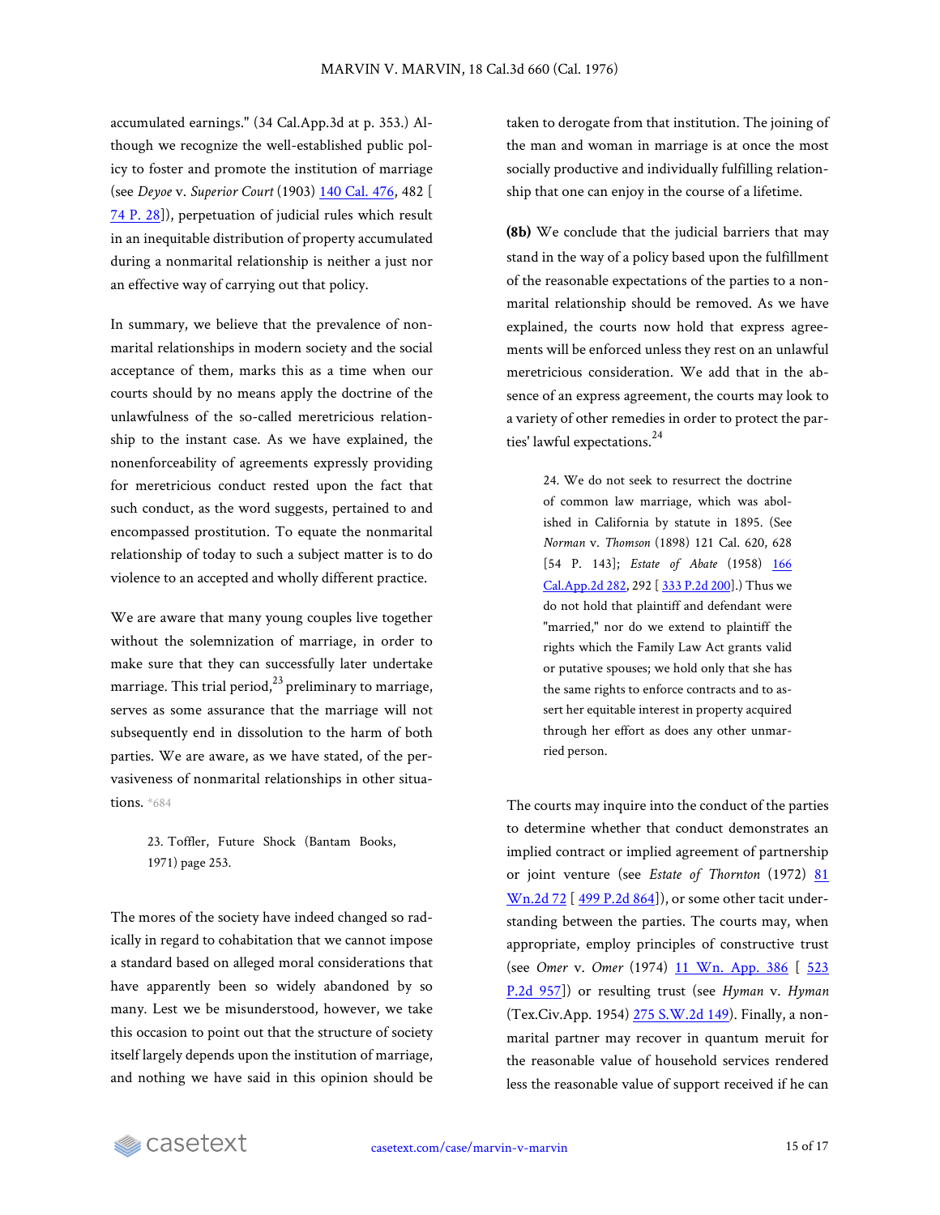accumulated earnings." (34 Cal.App.3d at p. 353.) Although we recognize the well-established public policy to foster and promote the institution of marriage (see *Deyoe* v. *Superior Court* (1903) 140 Cal. 476, 482 [ 74 P. 28]), perpetuation of judicial rules which result in an inequitable distribution of property accumulated during a nonmarital relationship is neither a just nor an effective way of carrying out that policy.

In summary, we believe that the prevalence of nonmarital relationships in modern society and the social acceptance of them, marks this as a time when our courts should by no means apply the doctrine of the unlawfulness of the so-called meretricious relationship to the instant case. As we have explained, the nonenforceability of agreements expressly providing for meretricious conduct rested upon the fact that such conduct, as the word suggests, pertained to and encompassed prostitution. To equate the nonmarital relationship of today to such a subject matter is to do violence to an accepted and wholly different practice.

We are aware that many young couples live together without the solemnization of marriage, in order to make sure that they can successfully later undertake marriage. This trial period,[23] preliminary to marriage, serves as some assurance that the marriage will not subsequently end in dissolution to the harm of both parties. We are aware, as we have stated, of the pervasiveness of nonmarital relationships in other situations. *684

> 23. Toffler, Future Shock (Bantam Books, 1971) page 253.

The mores of the society have indeed changed so radically in regard to cohabitation that we cannot impose a standard based on alleged moral considerations that have apparently been so widely abandoned by so many. Lest we be misunderstood, however, we take this occasion to point out that the structure of society itself largely depends upon the institution of marriage, and nothing we have said in this opinion should be taken to derogate from that institution. The joining of the man and woman in marriage is at once the most socially productive and individually fulfilling relationship that one can enjoy in the course of a lifetime.

**(8b)** We conclude that the judicial barriers that may stand in the way of a policy based upon the fulfillment of the reasonable expectations of the parties to a nonmarital relationship should be removed. As we have explained, the courts now hold that express agreements will be enforced unless they rest on an unlawful meretricious consideration. We add that in the absence of an express agreement, the courts may look to a variety of other remedies in order to protect the parties' lawful expectations.[24]

> 24. We do not seek to resurrect the doctrine of common law marriage, which was abolished in California by statute in 1895. (See *Norman* v. *Thomson* (1898) 121 Cal. 620, 628 [54 P. 143]; *Estate of Abate* (1958) 166 Cal.App.2d 282, 292 [ 333 P.2d 200].) Thus we do not hold that plaintiff and defendant were "married," nor do we extend to plaintiff the rights which the Family Law Act grants valid or putative spouses; we hold only that she has the same rights to enforce contracts and to assert her equitable interest in property acquired through her effort as does any other unmarried person.

The courts may inquire into the conduct of the parties to determine whether that conduct demonstrates an implied contract or implied agreement of partnership or joint venture (see *Estate of Thornton* (1972) 81 Wn.2d 72 [ 499 P.2d 864]), or some other tacit understanding between the parties. The courts may, when appropriate, employ principles of constructive trust (see *Omer* v. *Omer* (1974) 11 Wn. App. 386 [ 523 P.2d 957]) or resulting trust (see *Hyman* v. *Hyman* (Tex.Civ.App. 1954) 275 S.W.2d 149). Finally, a nonmarital partner may recover in quantum meruit for the reasonable value of household services rendered less the reasonable value of support received if he can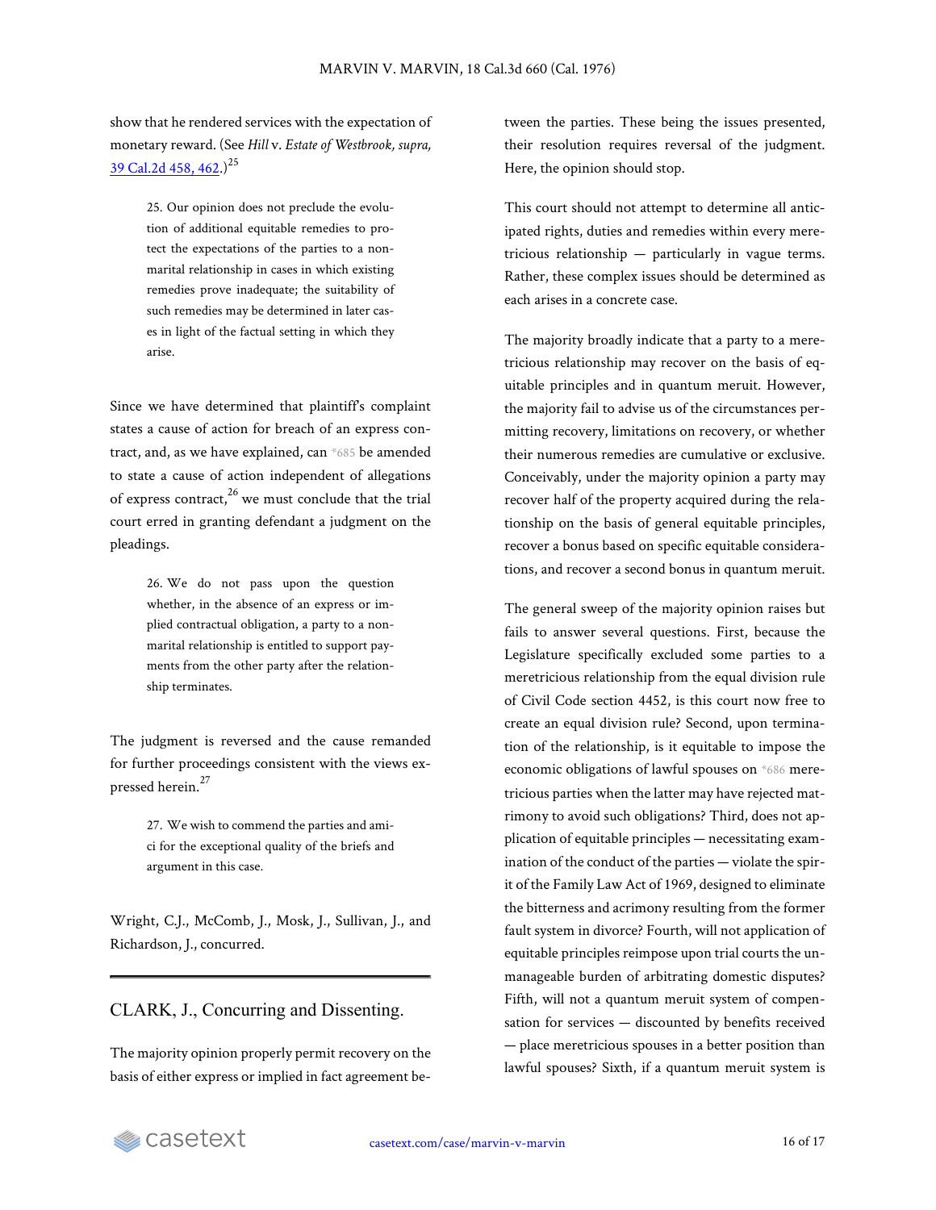show that he rendered services with the expectation of monetary reward. (See *Hill* v. *Estate of Westbrook, supra,* 39 Cal.2d 458, 462.)[25]

> 25. Our opinion does not preclude the evolution of additional equitable remedies to protect the expectations of the parties to a nonmarital relationship in cases in which existing remedies prove inadequate; the suitability of such remedies may be determined in later cases in light of the factual setting in which they arise.

Since we have determined that plaintiff's complaint states a cause of action for breach of an express contract, and, as we have explained, can *685 be amended to state a cause of action independent of allegations of express contract,[26] we must conclude that the trial court erred in granting defendant a judgment on the pleadings.

> 26. We do not pass upon the question whether, in the absence of an express or implied contractual obligation, a party to a nonmarital relationship is entitled to support payments from the other party after the relationship terminates.

The judgment is reversed and the cause remanded for further proceedings consistent with the views expressed herein.[27]

> 27. We wish to commend the parties and amici for the exceptional quality of the briefs and argument in this case.

Wright, C.J., McComb, J., Mosk, J., Sullivan, J., and Richardson, J., concurred.

---

## CLARK, J., Concurring and Dissenting.

The majority opinion properly permit recovery on the basis of either express or implied in fact agreement between the parties. These being the issues presented, their resolution requires reversal of the judgment. Here, the opinion should stop.

This court should not attempt to determine all anticipated rights, duties and remedies within every meretricious relationship — particularly in vague terms. Rather, these complex issues should be determined as each arises in a concrete case.

The majority broadly indicate that a party to a meretricious relationship may recover on the basis of equitable principles and in quantum meruit. However, the majority fail to advise us of the circumstances permitting recovery, limitations on recovery, or whether their numerous remedies are cumulative or exclusive. Conceivably, under the majority opinion a party may recover half of the property acquired during the relationship on the basis of general equitable principles, recover a bonus based on specific equitable considerations, and recover a second bonus in quantum meruit.

The general sweep of the majority opinion raises but fails to answer several questions. First, because the Legislature specifically excluded some parties to a meretricious relationship from the equal division rule of Civil Code section 4452, is this court now free to create an equal division rule? Second, upon termination of the relationship, is it equitable to impose the economic obligations of lawful spouses on *686 meretricious parties when the latter may have rejected matrimony to avoid such obligations? Third, does not application of equitable principles — necessitating examination of the conduct of the parties — violate the spirit of the Family Law Act of 1969, designed to eliminate the bitterness and acrimony resulting from the former fault system in divorce? Fourth, will not application of equitable principles reimpose upon trial courts the unmanageable burden of arbitrating domestic disputes? Fifth, will not a quantum meruit system of compensation for services — discounted by benefits received — place meretricious spouses in a better position than lawful spouses? Sixth, if a quantum meruit system is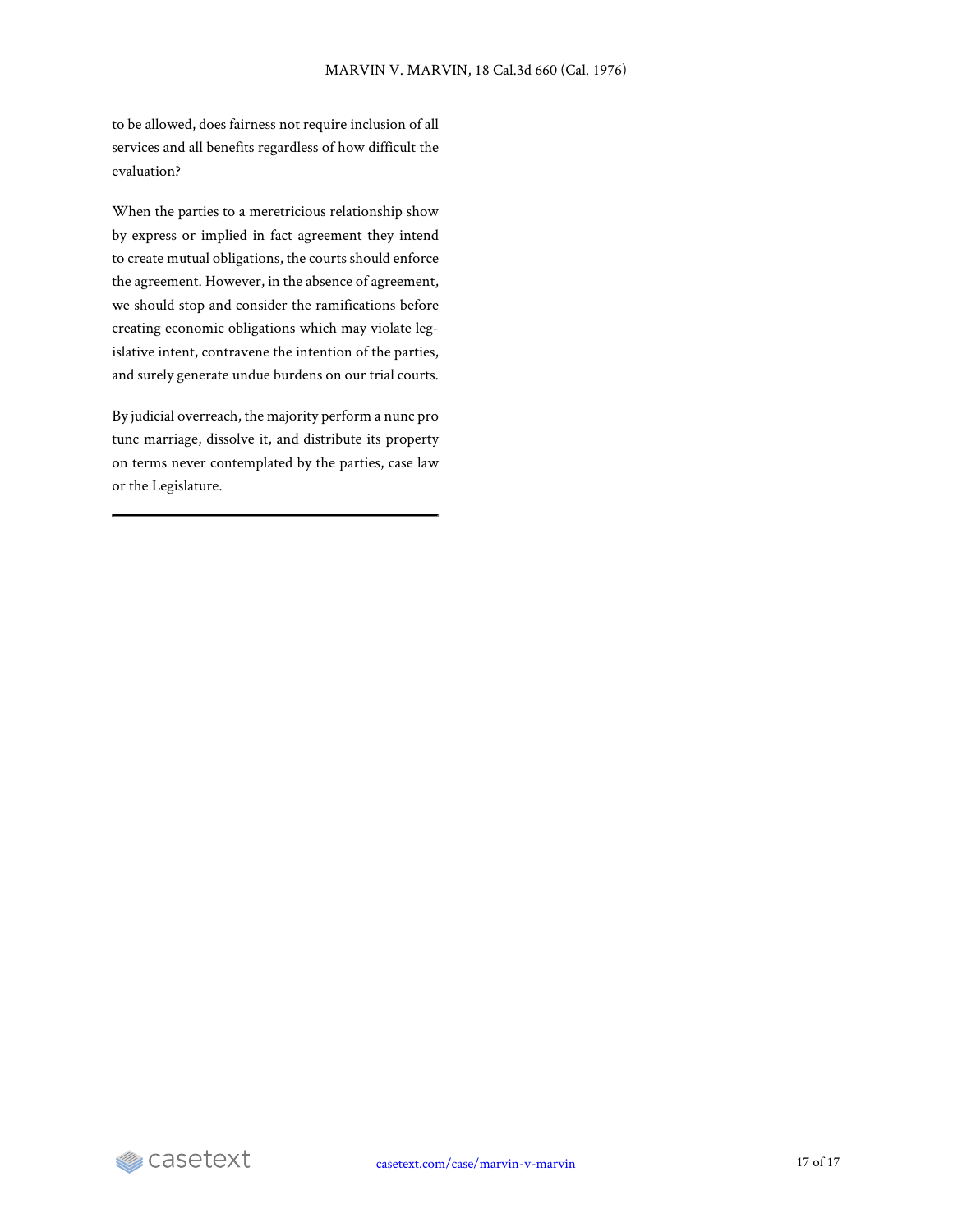to be allowed, does fairness not require inclusion of all services and all benefits regardless of how difficult the evaluation?

When the parties to a meretricious relationship show by express or implied in fact agreement they intend to create mutual obligations, the courts should enforce the agreement. However, in the absence of agreement, we should stop and consider the ramifications before creating economic obligations which may violate legislative intent, contravene the intention of the parties, and surely generate undue burdens on our trial courts.

By judicial overreach, the majority perform a nunc pro tunc marriage, dissolve it, and distribute its property on terms never contemplated by the parties, case law or the Legislature.